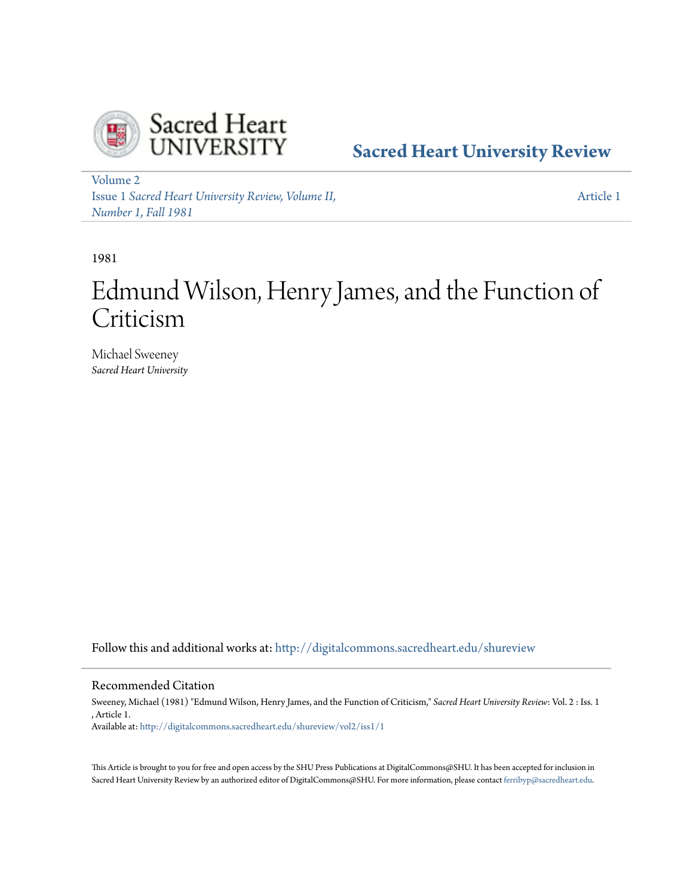Sacred Heart UNIVERSITY

**Sacred Heart University Review**

Volume 2
Issue 1 *Sacred Heart University Review, Volume II, Number 1, Fall 1981*

Article 1

1981

# Edmund Wilson, Henry James, and the Function of Criticism

Michael Sweeney
*Sacred Heart University*

Follow this and additional works at: http://digitalcommons.sacredheart.edu/shureview

## Recommended Citation

Sweeney, Michael (1981) "Edmund Wilson, Henry James, and the Function of Criticism," *Sacred Heart University Review*: Vol. 2 : Iss. 1 , Article 1.
Available at: http://digitalcommons.sacredheart.edu/shureview/vol2/iss1/1

This Article is brought to you for free and open access by the SHU Press Publications at DigitalCommons@SHU. It has been accepted for inclusion in Sacred Heart University Review by an authorized editor of DigitalCommons@SHU. For more information, please contact ferribyp@sacredheart.edu.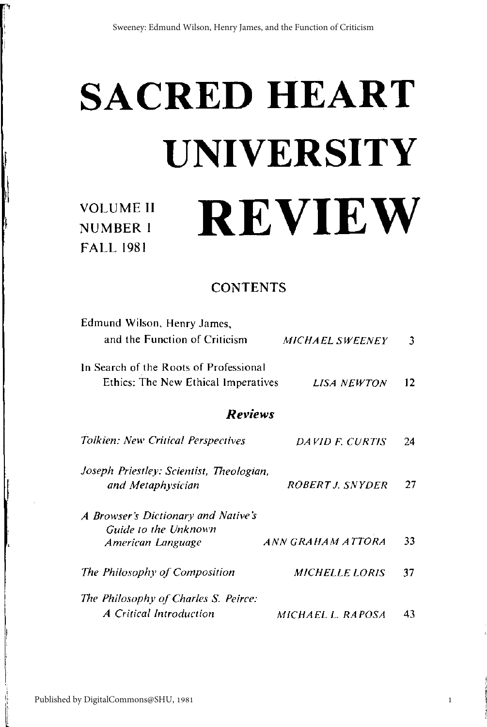# SACRED HEART UNIVERSITY REVIEW

VOLUME II
NUMBER I
FALL 1981

## CONTENTS

| | | |
|---|---|---|
| Edmund Wilson, Henry James, and the Function of Criticism | *MICHAEL SWEENEY* | 3 |
| In Search of the Roots of Professional Ethics: The New Ethical Imperatives | *LISA NEWTON* | 12 |

### *Reviews*

| | | |
|---|---|---|
| *Tolkien: New Critical Perspectives* | *DAVID F. CURTIS* | 24 |
| *Joseph Priestley: Scientist, Theologian, and Metaphysician* | *ROBERT J. SNYDER* | 27 |
| *A Browser's Dictionary and Native's Guide to the Unknown American Language* | *ANN GRAHAM ATTORA* | 33 |
| *The Philosophy of Composition* | *MICHELLE LORIS* | 37 |
| *The Philosophy of Charles S. Peirce: A Critical Introduction* | *MICHAEL L. RAPOSA* | 43 |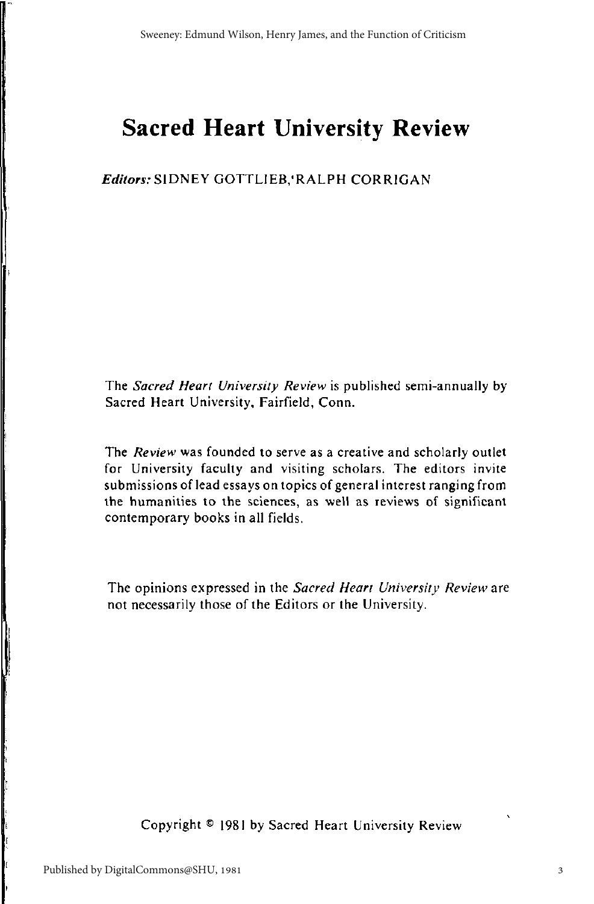# Sacred Heart University Review

***Editors:*** SIDNEY GOTTLIEB, RALPH CORRIGAN

The *Sacred Heart University Review* is published semi-annually by Sacred Heart University, Fairfield, Conn.

The *Review* was founded to serve as a creative and scholarly outlet for University faculty and visiting scholars. The editors invite submissions of lead essays on topics of general interest ranging from the humanities to the sciences, as well as reviews of significant contemporary books in all fields.

The opinions expressed in the *Sacred Heart University Review* are not necessarily those of the Editors or the University.

Copyright © 1981 by Sacred Heart University Review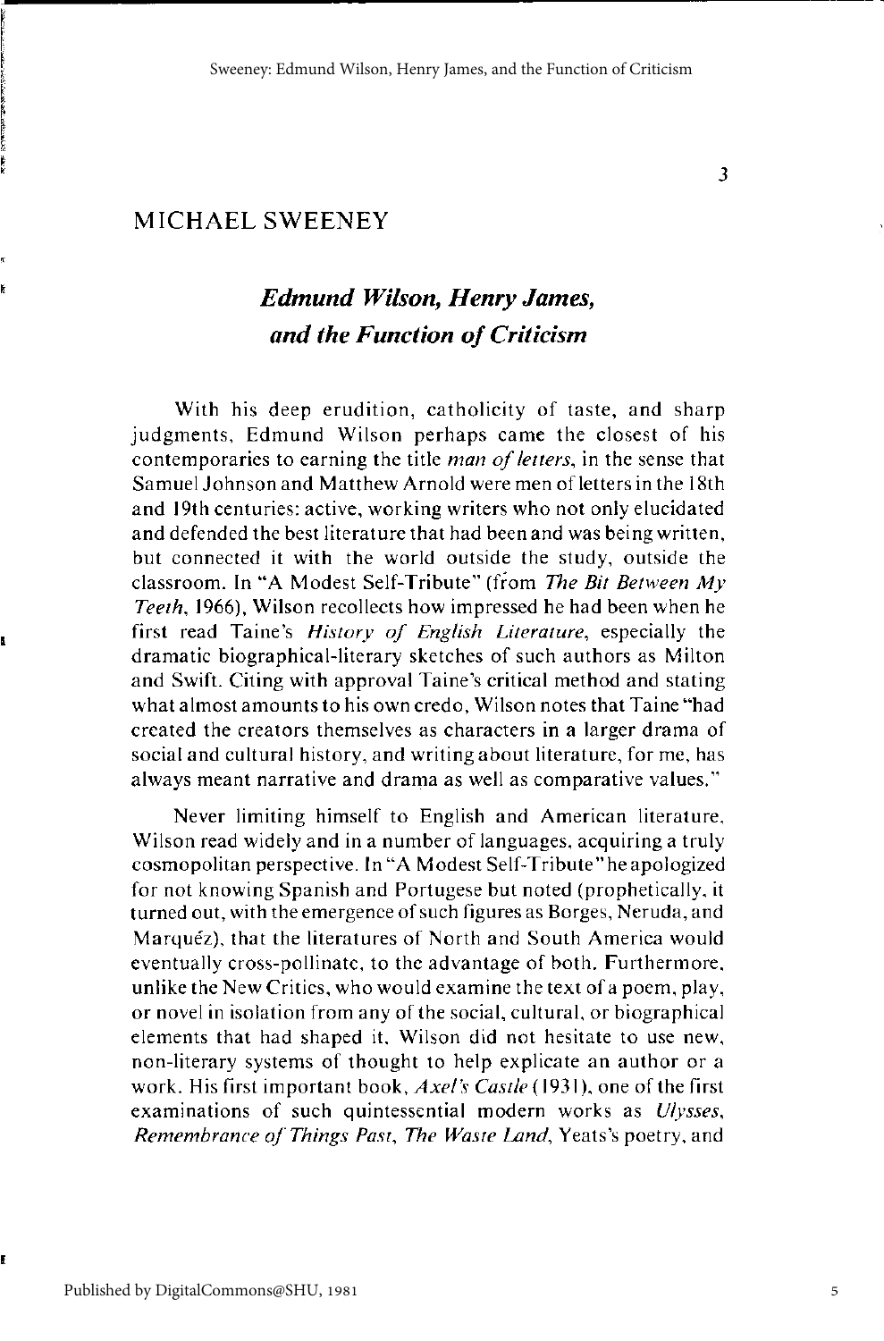## MICHAEL SWEENEY

# *Edmund Wilson, Henry James, and the Function of Criticism*

With his deep erudition, catholicity of taste, and sharp judgments, Edmund Wilson perhaps came the closest of his contemporaries to earning the title *man of letters*, in the sense that Samuel Johnson and Matthew Arnold were men of letters in the 18th and 19th centuries: active, working writers who not only elucidated and defended the best literature that had been and was being written, but connected it with the world outside the study, outside the classroom. In "A Modest Self-Tribute" (from *The Bit Between My Teeth*, 1966), Wilson recollects how impressed he had been when he first read Taine's *History of English Literature*, especially the dramatic biographical-literary sketches of such authors as Milton and Swift. Citing with approval Taine's critical method and stating what almost amounts to his own credo, Wilson notes that Taine "had created the creators themselves as characters in a larger drama of social and cultural history, and writing about literature, for me, has always meant narrative and drama as well as comparative values."

Never limiting himself to English and American literature, Wilson read widely and in a number of languages, acquiring a truly cosmopolitan perspective. In "A Modest Self-Tribute" he apologized for not knowing Spanish and Portugese but noted (prophetically, it turned out, with the emergence of such figures as Borges, Neruda, and Marquéz), that the literatures of North and South America would eventually cross-pollinate, to the advantage of both. Furthermore, unlike the New Critics, who would examine the text of a poem, play, or novel in isolation from any of the social, cultural, or biographical elements that had shaped it, Wilson did not hesitate to use new, non-literary systems of thought to help explicate an author or a work. His first important book, *Axel's Castle* (1931), one of the first examinations of such quintessential modern works as *Ulysses*, *Remembrance of Things Past*, *The Waste Land*, Yeats's poetry, and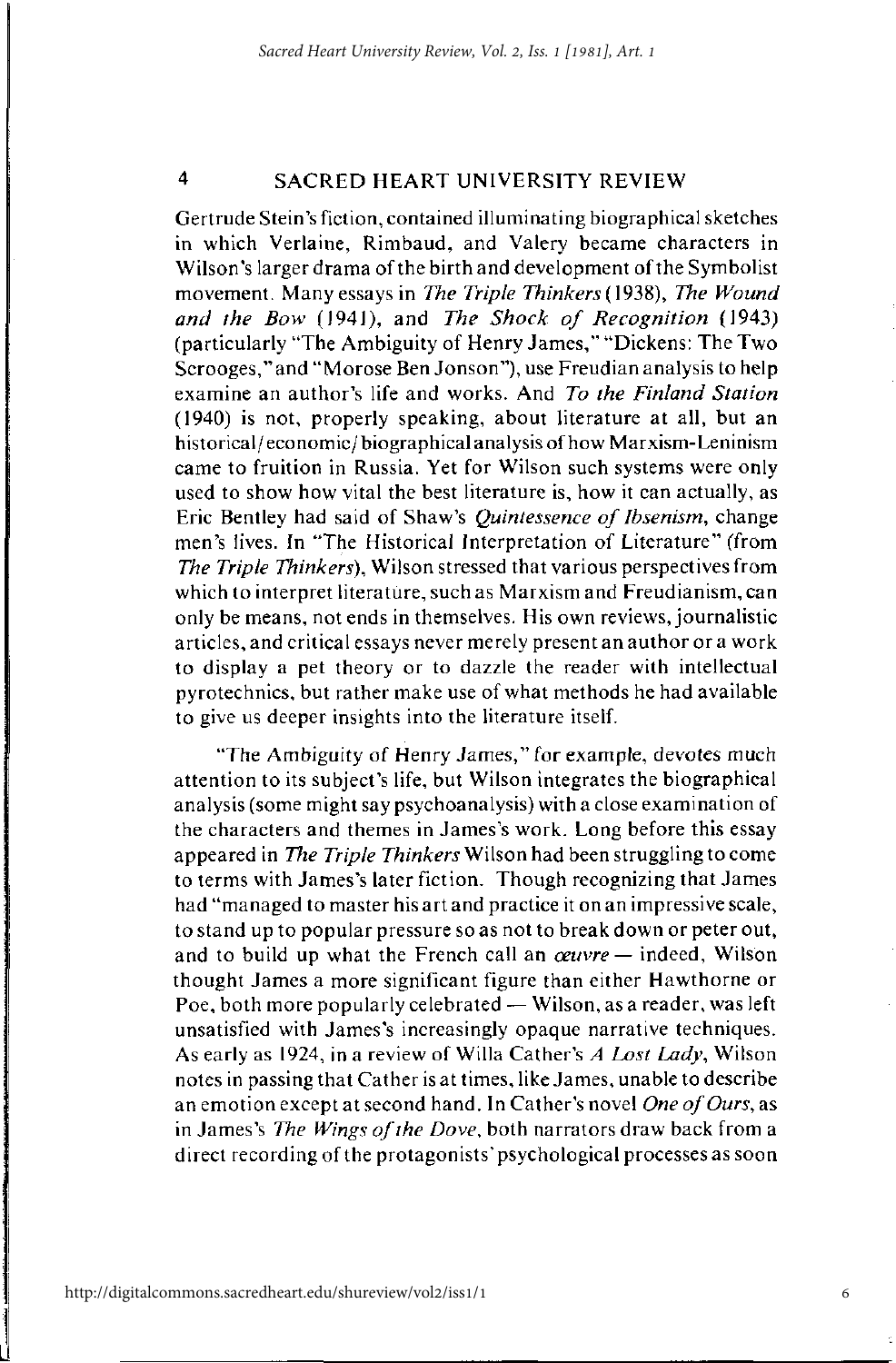Gertrude Stein's fiction, contained illuminating biographical sketches in which Verlaine, Rimbaud, and Valery became characters in Wilson's larger drama of the birth and development of the Symbolist movement. Many essays in *The Triple Thinkers* (1938), *The Wound and the Bow* (1941), and *The Shock of Recognition* (1943) (particularly "The Ambiguity of Henry James," "Dickens: The Two Scrooges," and "Morose Ben Jonson"), use Freudian analysis to help examine an author's life and works. And *To the Finland Station* (1940) is not, properly speaking, about literature at all, but an historical/economic/biographical analysis of how Marxism-Leninism came to fruition in Russia. Yet for Wilson such systems were only used to show how vital the best literature is, how it can actually, as Eric Bentley had said of Shaw's *Quintessence of Ibsenism*, change men's lives. In "The Historical Interpretation of Literature" (from *The Triple Thinkers*), Wilson stressed that various perspectives from which to interpret literature, such as Marxism and Freudianism, can only be means, not ends in themselves. His own reviews, journalistic articles, and critical essays never merely present an author or a work to display a pet theory or to dazzle the reader with intellectual pyrotechnics, but rather make use of what methods he had available to give us deeper insights into the literature itself.

"The Ambiguity of Henry James," for example, devotes much attention to its subject's life, but Wilson integrates the biographical analysis (some might say psychoanalysis) with a close examination of the characters and themes in James's work. Long before this essay appeared in *The Triple Thinkers* Wilson had been struggling to come to terms with James's later fiction. Though recognizing that James had "managed to master his art and practice it on an impressive scale, to stand up to popular pressure so as not to break down or peter out, and to build up what the French call an *œuvre* — indeed, Wilson thought James a more significant figure than either Hawthorne or Poe, both more popularly celebrated — Wilson, as a reader, was left unsatisfied with James's increasingly opaque narrative techniques. As early as 1924, in a review of Willa Cather's *A Lost Lady*, Wilson notes in passing that Cather is at times, like James, unable to describe an emotion except at second hand. In Cather's novel *One of Ours*, as in James's *The Wings of the Dove*, both narrators draw back from a direct recording of the protagonists' psychological processes as soon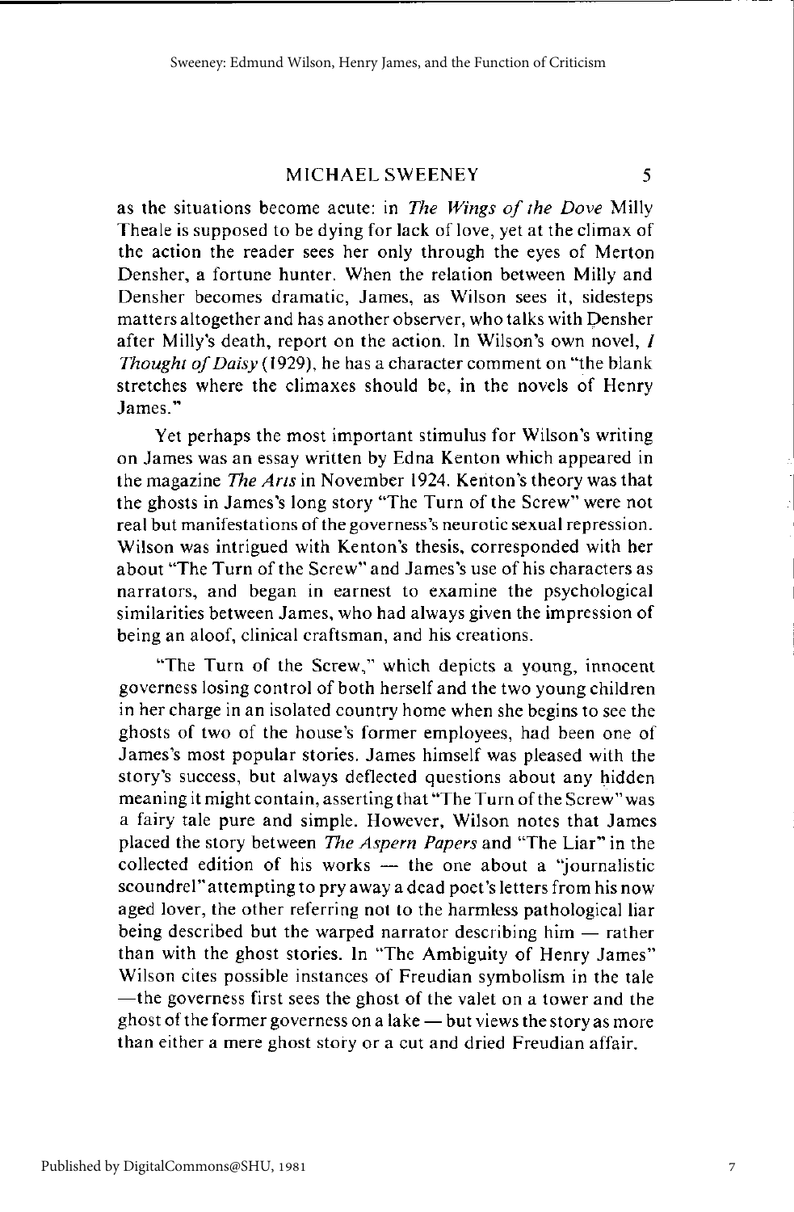as the situations become acute: in *The Wings of the Dove* Milly Theale is supposed to be dying for lack of love, yet at the climax of the action the reader sees her only through the eyes of Merton Densher, a fortune hunter. When the relation between Milly and Densher becomes dramatic, James, as Wilson sees it, sidesteps matters altogether and has another observer, who talks with Densher after Milly's death, report on the action. In Wilson's own novel, *I Thought of Daisy* (1929), he has a character comment on "the blank stretches where the climaxes should be, in the novels of Henry James."

Yet perhaps the most important stimulus for Wilson's writing on James was an essay written by Edna Kenton which appeared in the magazine *The Arts* in November 1924. Kenton's theory was that the ghosts in James's long story "The Turn of the Screw" were not real but manifestations of the governess's neurotic sexual repression. Wilson was intrigued with Kenton's thesis, corresponded with her about "The Turn of the Screw" and James's use of his characters as narrators, and began in earnest to examine the psychological similarities between James, who had always given the impression of being an aloof, clinical craftsman, and his creations.

"The Turn of the Screw," which depicts a young, innocent governess losing control of both herself and the two young children in her charge in an isolated country home when she begins to see the ghosts of two of the house's former employees, had been one of James's most popular stories. James himself was pleased with the story's success, but always deflected questions about any hidden meaning it might contain, asserting that "The Turn of the Screw" was a fairy tale pure and simple. However, Wilson notes that James placed the story between *The Aspern Papers* and "The Liar" in the collected edition of his works — the one about a "journalistic scoundrel" attempting to pry away a dead poet's letters from his now aged lover, the other referring not to the harmless pathological liar being described but the warped narrator describing him — rather than with the ghost stories. In "The Ambiguity of Henry James" Wilson cites possible instances of Freudian symbolism in the tale —the governess first sees the ghost of the valet on a tower and the ghost of the former governess on a lake — but views the story as more than either a mere ghost story or a cut and dried Freudian affair.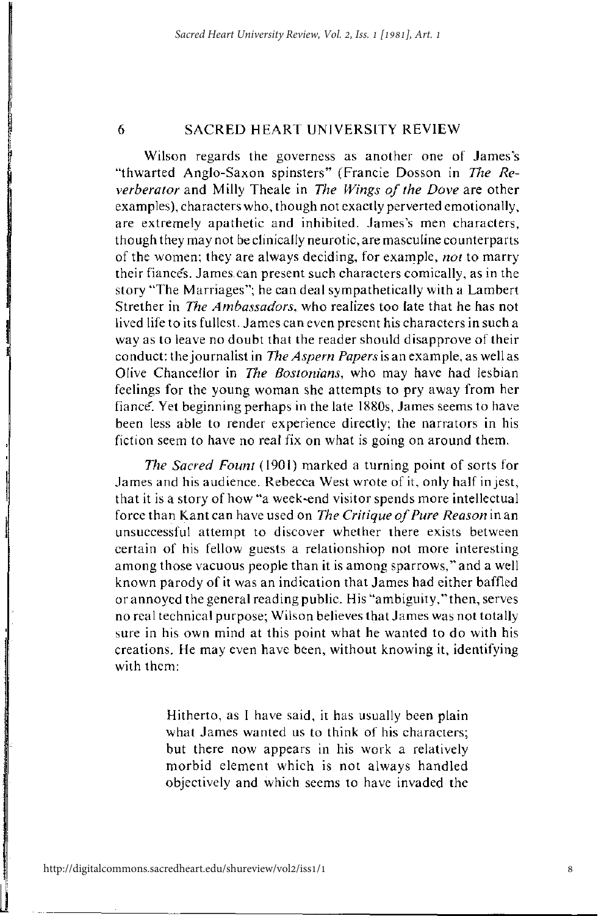Wilson regards the governess as another one of James's "thwarted Anglo-Saxon spinsters" (Francie Dosson in *The Reverberator* and Milly Theale in *The Wings of the Dove* are other examples), characters who, though not exactly perverted emotionally, are extremely apathetic and inhibited. James's men characters, though they may not be clinically neurotic, are masculine counterparts of the women; they are always deciding, for example, *not* to marry their fiancés. James can present such characters comically, as in the story "The Marriages"; he can deal sympathetically with a Lambert Strether in *The Ambassadors*, who realizes too late that he has not lived life to its fullest. James can even present his characters in such a way as to leave no doubt that the reader should disapprove of their conduct: the journalist in *The Aspern Papers* is an example, as well as Olive Chancellor in *The Bostonians*, who may have had lesbian feelings for the young woman she attempts to pry away from her fiancé. Yet beginning perhaps in the late 1880s, James seems to have been less able to render experience directly; the narrators in his fiction seem to have no real fix on what is going on around them.

*The Sacred Fount* (1901) marked a turning point of sorts for James and his audience. Rebecca West wrote of it, only half in jest, that it is a story of how "a week-end visitor spends more intellectual force than Kant can have used on *The Critique of Pure Reason* in an unsuccessful attempt to discover whether there exists between certain of his fellow guests a relationshiop not more interesting among those vacuous people than it is among sparrows," and a well known parody of it was an indication that James had either baffled or annoyed the general reading public. His "ambiguity," then, serves no real technical purpose; Wilson believes that James was not totally sure in his own mind at this point what he wanted to do with his creations. He may even have been, without knowing it, identifying with them:

> Hitherto, as I have said, it has usually been plain what James wanted us to think of his characters; but there now appears in his work a relatively morbid element which is not always handled objectively and which seems to have invaded the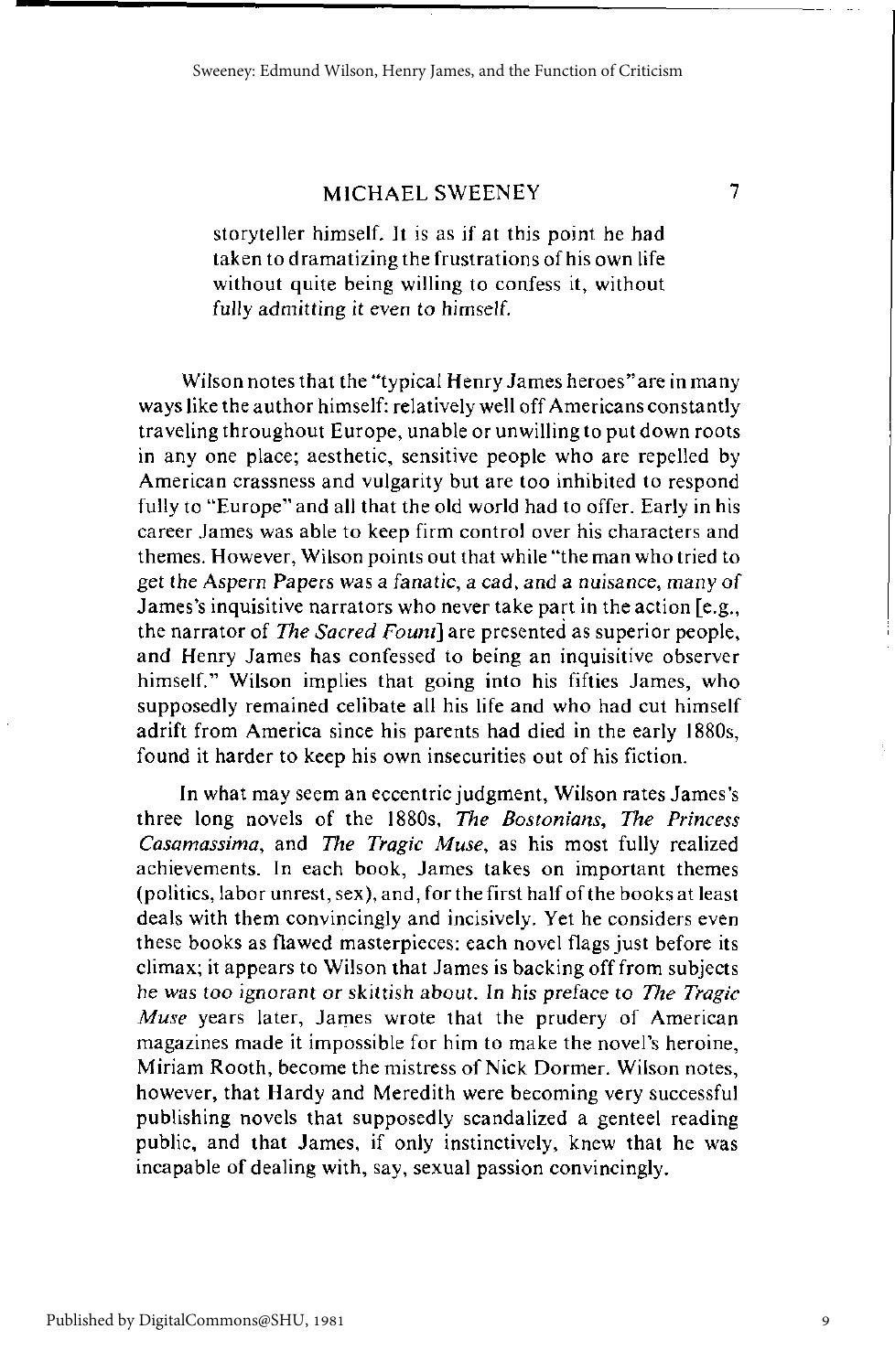storyteller himself. It is as if at this point he had taken to dramatizing the frustrations of his own life without quite being willing to confess it, without fully admitting it even to himself.

Wilson notes that the "typical Henry James heroes" are in many ways like the author himself: relatively well off Americans constantly traveling throughout Europe, unable or unwilling to put down roots in any one place; aesthetic, sensitive people who are repelled by American crassness and vulgarity but are too inhibited to respond fully to "Europe" and all that the old world had to offer. Early in his career James was able to keep firm control over his characters and themes. However, Wilson points out that while "the man who tried to get the Aspern Papers was a fanatic, a cad, and a nuisance, many of James's inquisitive narrators who never take part in the action [e.g., the narrator of *The Sacred Fount*] are presented as superior people, and Henry James has confessed to being an inquisitive observer himself." Wilson implies that going into his fifties James, who supposedly remained celibate all his life and who had cut himself adrift from America since his parents had died in the early 1880s, found it harder to keep his own insecurities out of his fiction.

In what may seem an eccentric judgment, Wilson rates James's three long novels of the 1880s, *The Bostonians*, *The Princess Casamassima*, and *The Tragic Muse*, as his most fully realized achievements. In each book, James takes on important themes (politics, labor unrest, sex), and, for the first half of the books at least deals with them convincingly and incisively. Yet he considers even these books as flawed masterpieces: each novel flags just before its climax; it appears to Wilson that James is backing off from subjects he was too ignorant or skittish about. In his preface to *The Tragic Muse* years later, James wrote that the prudery of American magazines made it impossible for him to make the novel's heroine, Miriam Rooth, become the mistress of Nick Dormer. Wilson notes, however, that Hardy and Meredith were becoming very successful publishing novels that supposedly scandalized a genteel reading public, and that James, if only instinctively, knew that he was incapable of dealing with, say, sexual passion convincingly.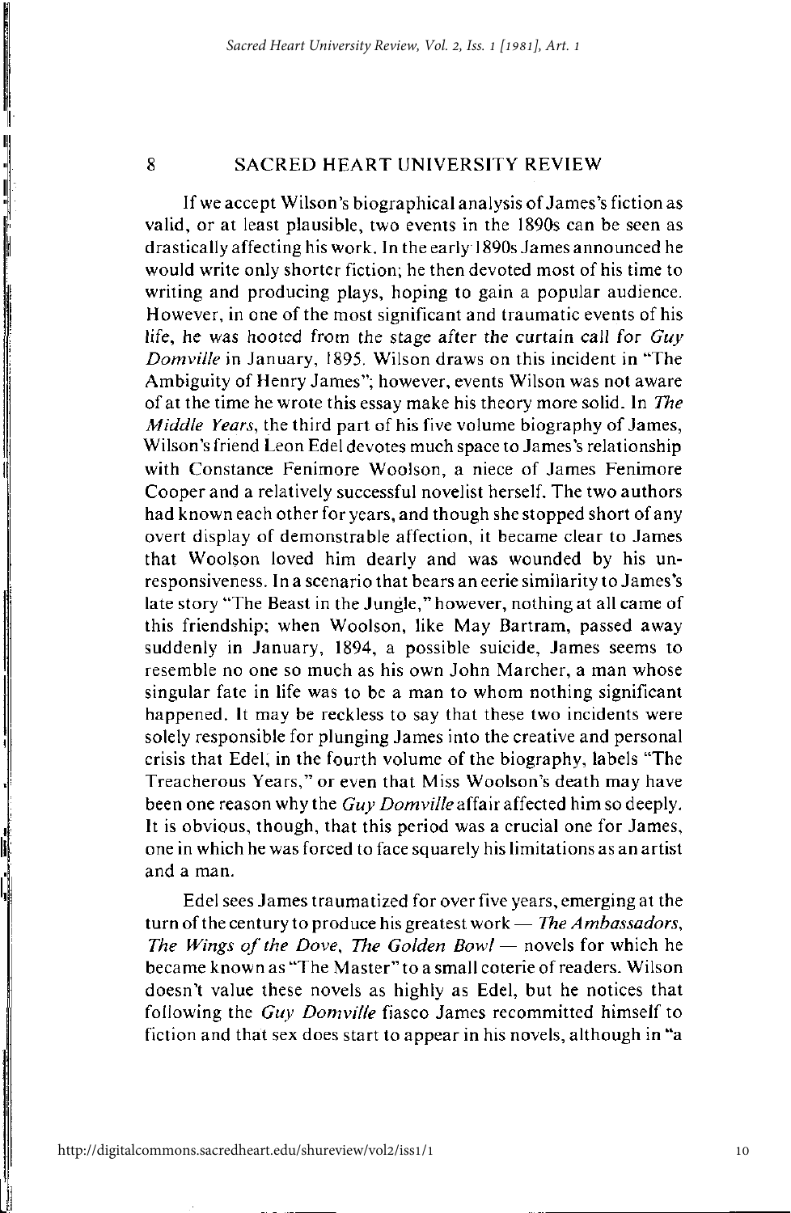If we accept Wilson's biographical analysis of James's fiction as valid, or at least plausible, two events in the 1890s can be seen as drastically affecting his work. In the early 1890s James announced he would write only shorter fiction; he then devoted most of his time to writing and producing plays, hoping to gain a popular audience. However, in one of the most significant and traumatic events of his life, he was hooted from the stage after the curtain call for *Guy Domville* in January, 1895. Wilson draws on this incident in "The Ambiguity of Henry James"; however, events Wilson was not aware of at the time he wrote this essay make his theory more solid. In *The Middle Years*, the third part of his five volume biography of James, Wilson's friend Leon Edel devotes much space to James's relationship with Constance Fenimore Woolson, a niece of James Fenimore Cooper and a relatively successful novelist herself. The two authors had known each other for years, and though she stopped short of any overt display of demonstrable affection, it became clear to James that Woolson loved him dearly and was wounded by his unresponsiveness. In a scenario that bears an eerie similarity to James's late story "The Beast in the Jungle," however, nothing at all came of this friendship; when Woolson, like May Bartram, passed away suddenly in January, 1894, a possible suicide, James seems to resemble no one so much as his own John Marcher, a man whose singular fate in life was to be a man to whom nothing significant happened. It may be reckless to say that these two incidents were solely responsible for plunging James into the creative and personal crisis that Edel, in the fourth volume of the biography, labels "The Treacherous Years," or even that Miss Woolson's death may have been one reason why the *Guy Domville* affair affected him so deeply. It is obvious, though, that this period was a crucial one for James, one in which he was forced to face squarely his limitations as an artist and a man.

Edel sees James traumatized for over five years, emerging at the turn of the century to produce his greatest work — *The Ambassadors*, *The Wings of the Dove*, *The Golden Bowl* — novels for which he became known as "The Master" to a small coterie of readers. Wilson doesn't value these novels as highly as Edel, but he notices that following the *Guy Domville* fiasco James recommitted himself to fiction and that sex does start to appear in his novels, although in "a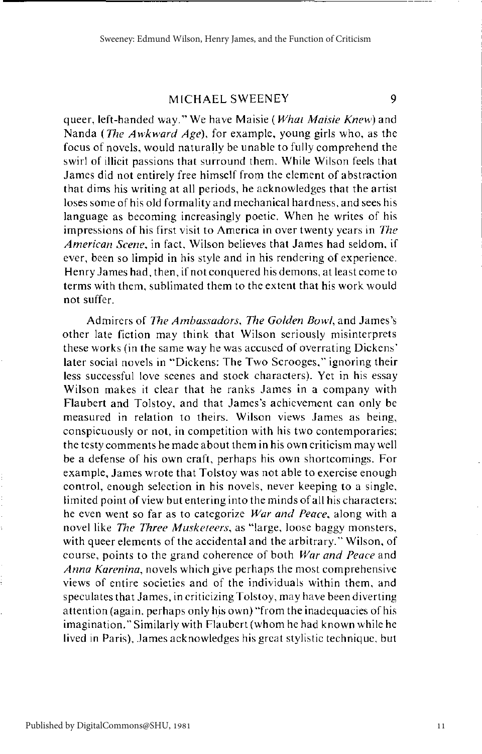queer, left-handed way." We have Maisie (*What Maisie Knew*) and Nanda (*The Awkward Age*), for example, young girls who, as the focus of novels, would naturally be unable to fully comprehend the swirl of illicit passions that surround them. While Wilson feels that James did not entirely free himself from the element of abstraction that dims his writing at all periods, he acknowledges that the artist loses some of his old formality and mechanical hardness, and sees his language as becoming increasingly poetic. When he writes of his impressions of his first visit to America in over twenty years in *The American Scene*, in fact, Wilson believes that James had seldom, if ever, been so limpid in his style and in his rendering of experience. Henry James had, then, if not conquered his demons, at least come to terms with them, sublimated them to the extent that his work would not suffer.

Admirers of *The Ambassadors*, *The Golden Bowl*, and James's other late fiction may think that Wilson seriously misinterprets these works (in the same way he was accused of overrating Dickens' later social novels in "Dickens: The Two Scrooges," ignoring their less successful love scenes and stock characters). Yet in his essay Wilson makes it clear that he ranks James in a company with Flaubert and Tolstoy, and that James's achievement can only be measured in relation to theirs. Wilson views James as being, conspicuously or not, in competition with his two contemporaries; the testy comments he made about them in his own criticism may well be a defense of his own craft, perhaps his own shortcomings. For example, James wrote that Tolstoy was not able to exercise enough control, enough selection in his novels, never keeping to a single, limited point of view but entering into the minds of all his characters; he even went so far as to categorize *War and Peace*, along with a novel like *The Three Musketeers*, as "large, loose baggy monsters, with queer elements of the accidental and the arbitrary." Wilson, of course, points to the grand coherence of both *War and Peace* and *Anna Karenina*, novels which give perhaps the most comprehensive views of entire societies and of the individuals within them, and speculates that James, in criticizing Tolstoy, may have been diverting attention (again, perhaps only his own) "from the inadequacies of his imagination." Similarly with Flaubert (whom he had known while he lived in Paris), James acknowledges his great stylistic technique, but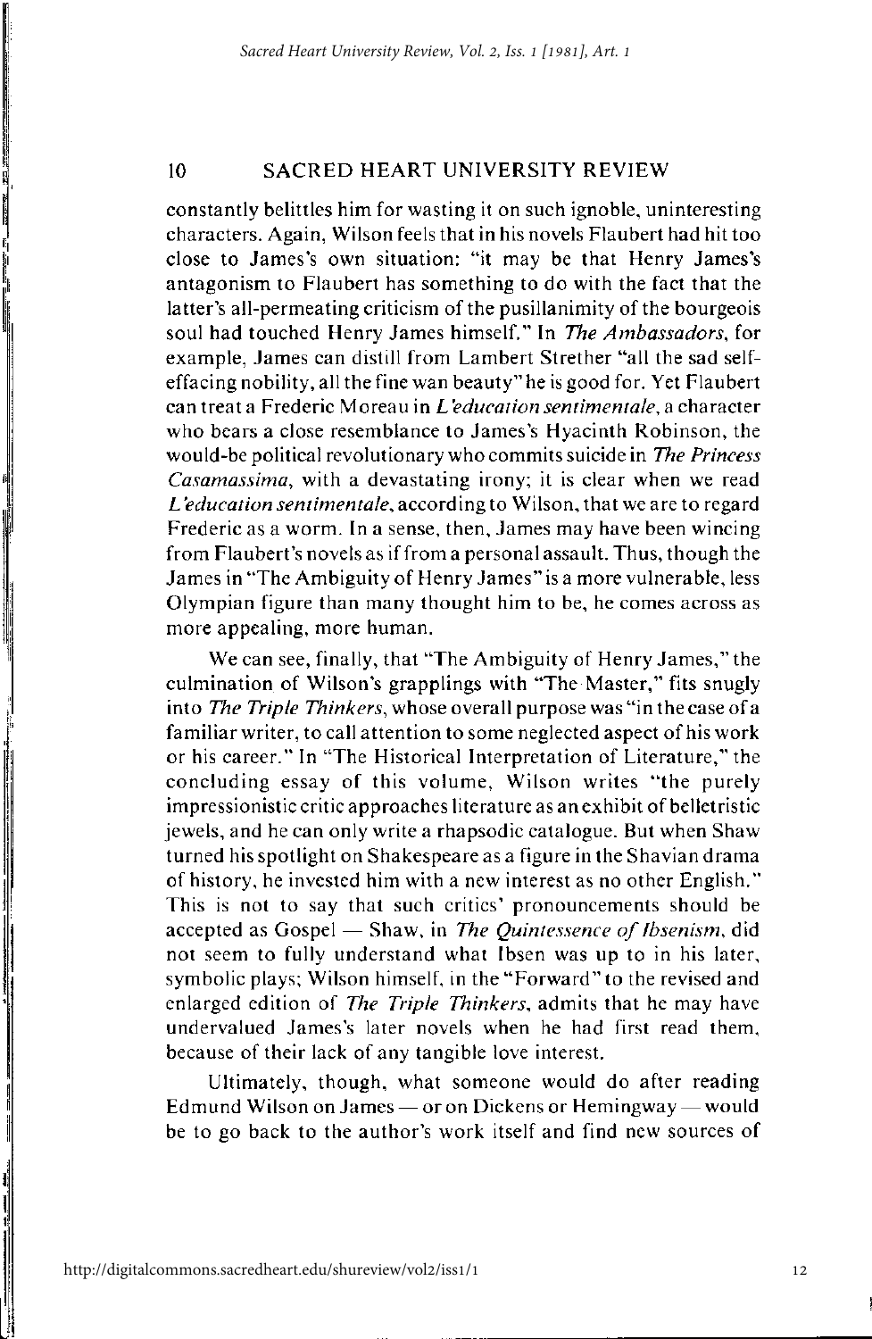constantly belittles him for wasting it on such ignoble, uninteresting characters. Again, Wilson feels that in his novels Flaubert had hit too close to James's own situation: "it may be that Henry James's antagonism to Flaubert has something to do with the fact that the latter's all-permeating criticism of the pusillanimity of the bourgeois soul had touched Henry James himself." In *The Ambassadors*, for example, James can distill from Lambert Strether "all the sad self-effacing nobility, all the fine wan beauty" he is good for. Yet Flaubert can treat a Frederic Moreau in *L'education sentimentale*, a character who bears a close resemblance to James's Hyacinth Robinson, the would-be political revolutionary who commits suicide in *The Princess Casamassima*, with a devastating irony; it is clear when we read *L'education sentimentale*, according to Wilson, that we are to regard Frederic as a worm. In a sense, then, James may have been wincing from Flaubert's novels as if from a personal assault. Thus, though the James in "The Ambiguity of Henry James" is a more vulnerable, less Olympian figure than many thought him to be, he comes across as more appealing, more human.

We can see, finally, that "The Ambiguity of Henry James," the culmination of Wilson's grapplings with "The Master," fits snugly into *The Triple Thinkers*, whose overall purpose was "in the case of a familiar writer, to call attention to some neglected aspect of his work or his career." In "The Historical Interpretation of Literature," the concluding essay of this volume, Wilson writes "the purely impressionistic critic approaches literature as an exhibit of belletristic jewels, and he can only write a rhapsodic catalogue. But when Shaw turned his spotlight on Shakespeare as a figure in the Shavian drama of history, he invested him with a new interest as no other English." This is not to say that such critics' pronouncements should be accepted as Gospel — Shaw, in *The Quintessence of Ibsenism*, did not seem to fully understand what Ibsen was up to in his later, symbolic plays; Wilson himself, in the "Forward" to the revised and enlarged edition of *The Triple Thinkers*, admits that he may have undervalued James's later novels when he had first read them, because of their lack of any tangible love interest.

Ultimately, though, what someone would do after reading Edmund Wilson on James — or on Dickens or Hemingway — would be to go back to the author's work itself and find new sources of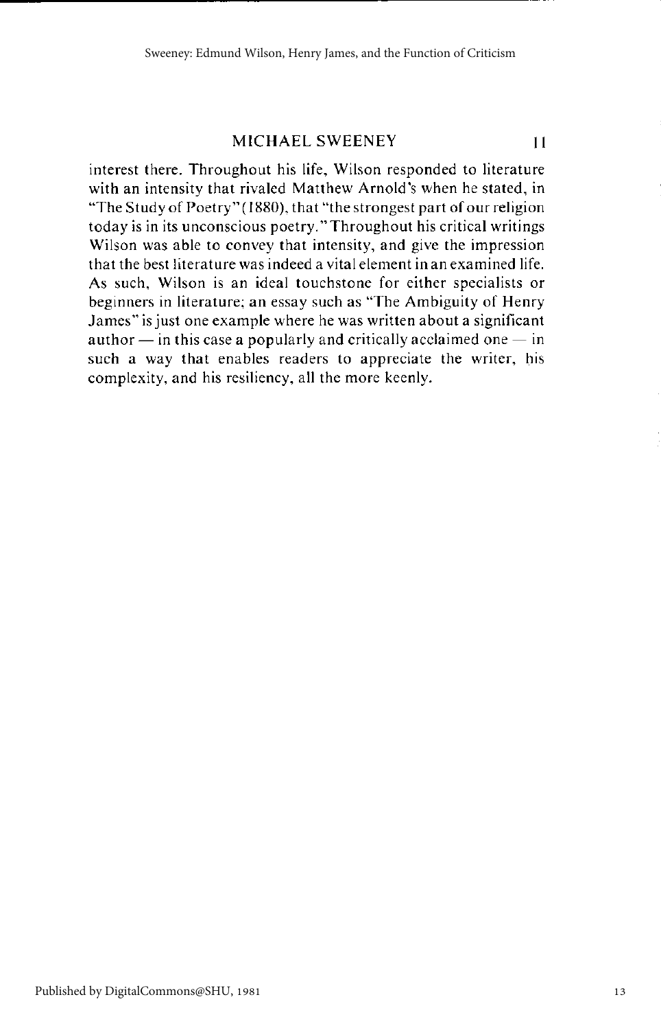interest there. Throughout his life, Wilson responded to literature with an intensity that rivaled Matthew Arnold's when he stated, in "The Study of Poetry" (1880), that "the strongest part of our religion today is in its unconscious poetry." Throughout his critical writings Wilson was able to convey that intensity, and give the impression that the best literature was indeed a vital element in an examined life. As such, Wilson is an ideal touchstone for either specialists or beginners in literature; an essay such as "The Ambiguity of Henry James" is just one example where he was written about a significant author — in this case a popularly and critically acclaimed one — in such a way that enables readers to appreciate the writer, his complexity, and his resiliency, all the more keenly.